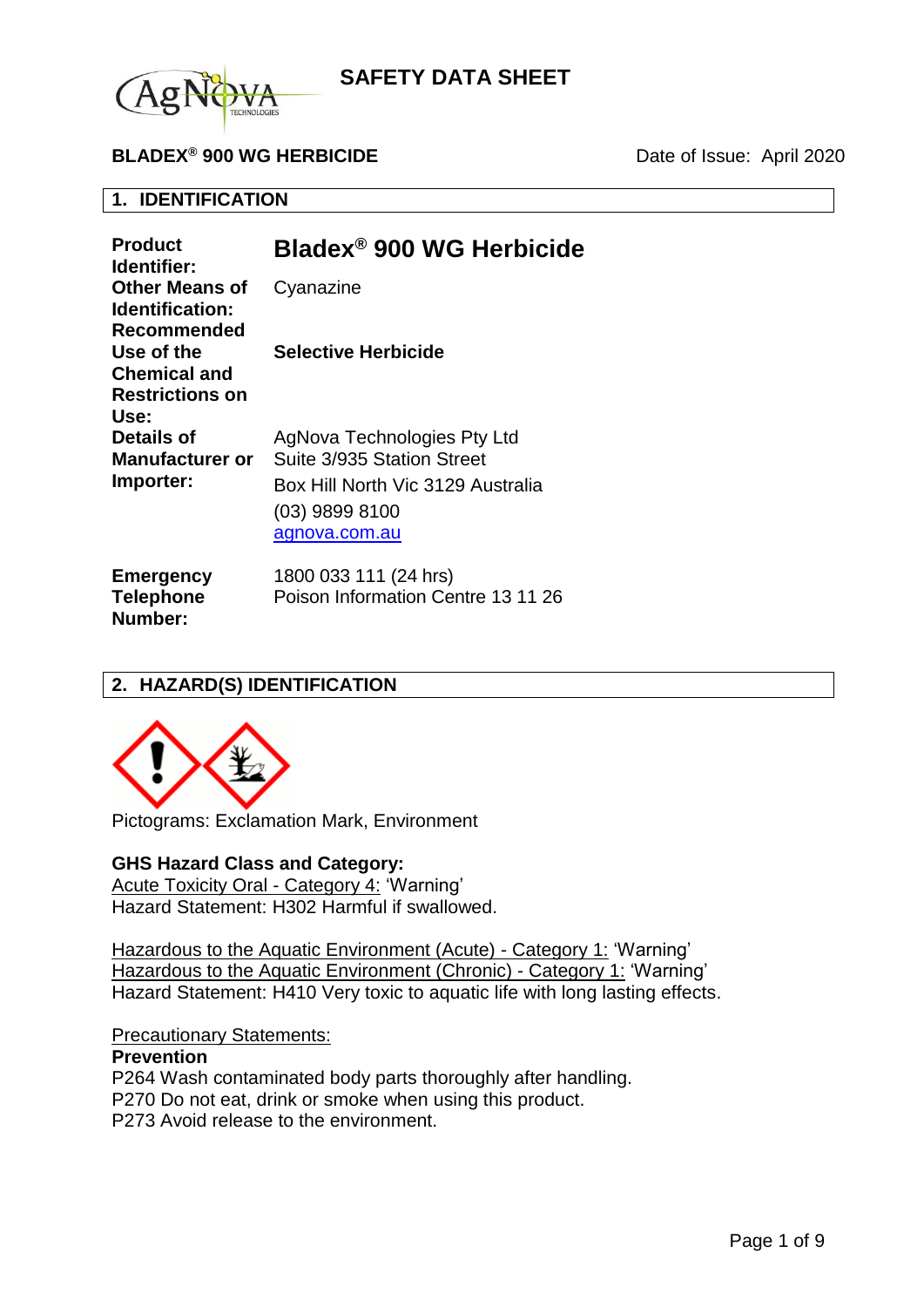# SAFETY DATA SHEET

**BLADEX® 900 WG HERBICIDE** Date of Issue: April 2020

## 1. IDENTIFICATION

| | |
|---|---|
| **Product Identifier:** | **Bladex® 900 WG Herbicide** |
| **Other Means of Identification:** | Cyanazine |
| **Recommended Use of the Chemical and Restrictions on Use:** | **Selective Herbicide** |
| **Details of Manufacturer or Importer:** | AgNova Technologies Pty Ltd<br>Suite 3/935 Station Street<br>Box Hill North Vic 3129 Australia<br>(03) 9899 8100<br>agnova.com.au |
| **Emergency Telephone Number:** | 1800 033 111 (24 hrs)<br>Poison Information Centre 13 11 26 |

## 2. HAZARD(S) IDENTIFICATION

Pictograms: Exclamation Mark, Environment

**GHS Hazard Class and Category:**

Acute Toxicity Oral - Category 4: 'Warning'
Hazard Statement: H302 Harmful if swallowed.

Hazardous to the Aquatic Environment (Acute) - Category 1: 'Warning'
Hazardous to the Aquatic Environment (Chronic) - Category 1: 'Warning'
Hazard Statement: H410 Very toxic to aquatic life with long lasting effects.

Precautionary Statements:

**Prevention**

P264 Wash contaminated body parts thoroughly after handling.
P270 Do not eat, drink or smoke when using this product.
P273 Avoid release to the environment.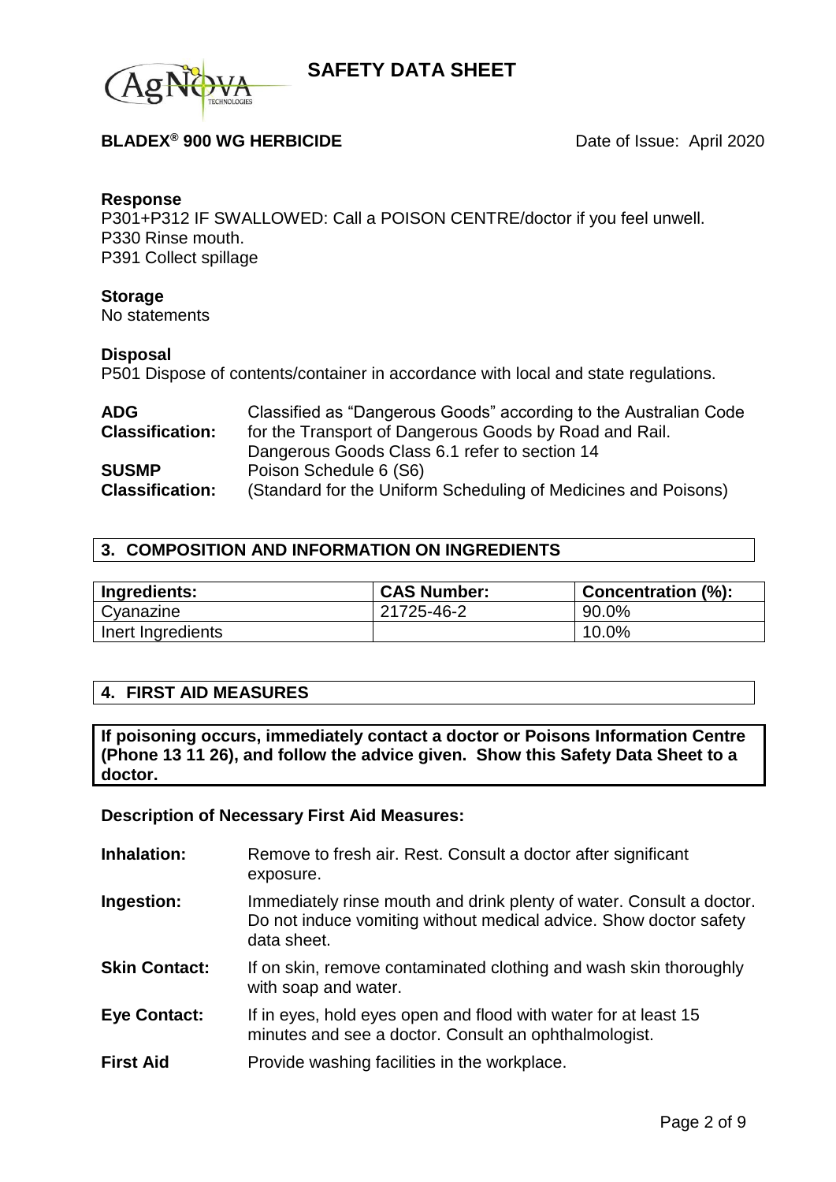**Response**

P301+P312 IF SWALLOWED: Call a POISON CENTRE/doctor if you feel unwell.
P330 Rinse mouth.
P391 Collect spillage

**Storage**

No statements

**Disposal**

P501 Dispose of contents/container in accordance with local and state regulations.

| | |
|---|---|
| **ADG Classification:** | Classified as "Dangerous Goods" according to the Australian Code for the Transport of Dangerous Goods by Road and Rail. Dangerous Goods Class 6.1 refer to section 14 |
| **SUSMP Classification:** | Poison Schedule 6 (S6) (Standard for the Uniform Scheduling of Medicines and Poisons) |

## 3. COMPOSITION AND INFORMATION ON INGREDIENTS

| Ingredients: | CAS Number: | Concentration (%): |
|---|---|---|
| Cyanazine | 21725-46-2 | 90.0% |
| Inert Ingredients | | 10.0% |

## 4. FIRST AID MEASURES

**If poisoning occurs, immediately contact a doctor or Poisons Information Centre (Phone 13 11 26), and follow the advice given. Show this Safety Data Sheet to a doctor.**

**Description of Necessary First Aid Measures:**

| | |
|---|---|
| **Inhalation:** | Remove to fresh air. Rest. Consult a doctor after significant exposure. |
| **Ingestion:** | Immediately rinse mouth and drink plenty of water. Consult a doctor. Do not induce vomiting without medical advice. Show doctor safety data sheet. |
| **Skin Contact:** | If on skin, remove contaminated clothing and wash skin thoroughly with soap and water. |
| **Eye Contact:** | If in eyes, hold eyes open and flood with water for at least 15 minutes and see a doctor. Consult an ophthalmologist. |
| **First Aid** | Provide washing facilities in the workplace. |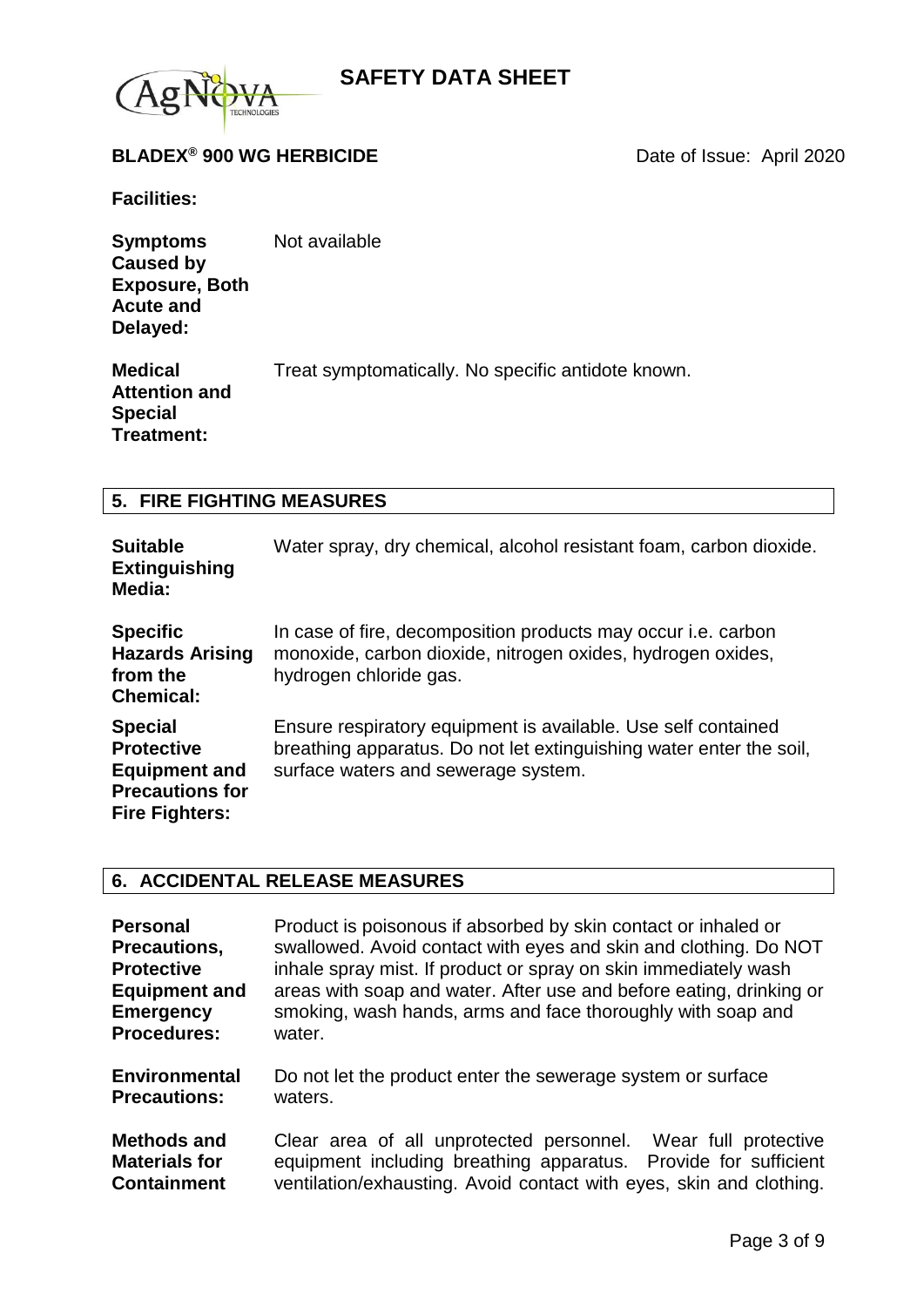**Facilities:**

**Symptoms Caused by Exposure, Both Acute and Delayed:** Not available

**Medical Attention and Special Treatment:** Treat symptomatically. No specific antidote known.

## 5. FIRE FIGHTING MEASURES

**Suitable Extinguishing Media:** Water spray, dry chemical, alcohol resistant foam, carbon dioxide.

**Specific Hazards Arising from the Chemical:** In case of fire, decomposition products may occur i.e. carbon monoxide, carbon dioxide, nitrogen oxides, hydrogen oxides, hydrogen chloride gas.

**Special Protective Equipment and Precautions for Fire Fighters:** Ensure respiratory equipment is available. Use self contained breathing apparatus. Do not let extinguishing water enter the soil, surface waters and sewerage system.

## 6. ACCIDENTAL RELEASE MEASURES

**Personal Precautions, Protective Equipment and Emergency Procedures:** Product is poisonous if absorbed by skin contact or inhaled or swallowed. Avoid contact with eyes and skin and clothing. Do NOT inhale spray mist. If product or spray on skin immediately wash areas with soap and water. After use and before eating, drinking or smoking, wash hands, arms and face thoroughly with soap and water.

**Environmental Precautions:** Do not let the product enter the sewerage system or surface waters.

**Methods and Materials for Containment** Clear area of all unprotected personnel. Wear full protective equipment including breathing apparatus. Provide for sufficient ventilation/exhausting. Avoid contact with eyes, skin and clothing.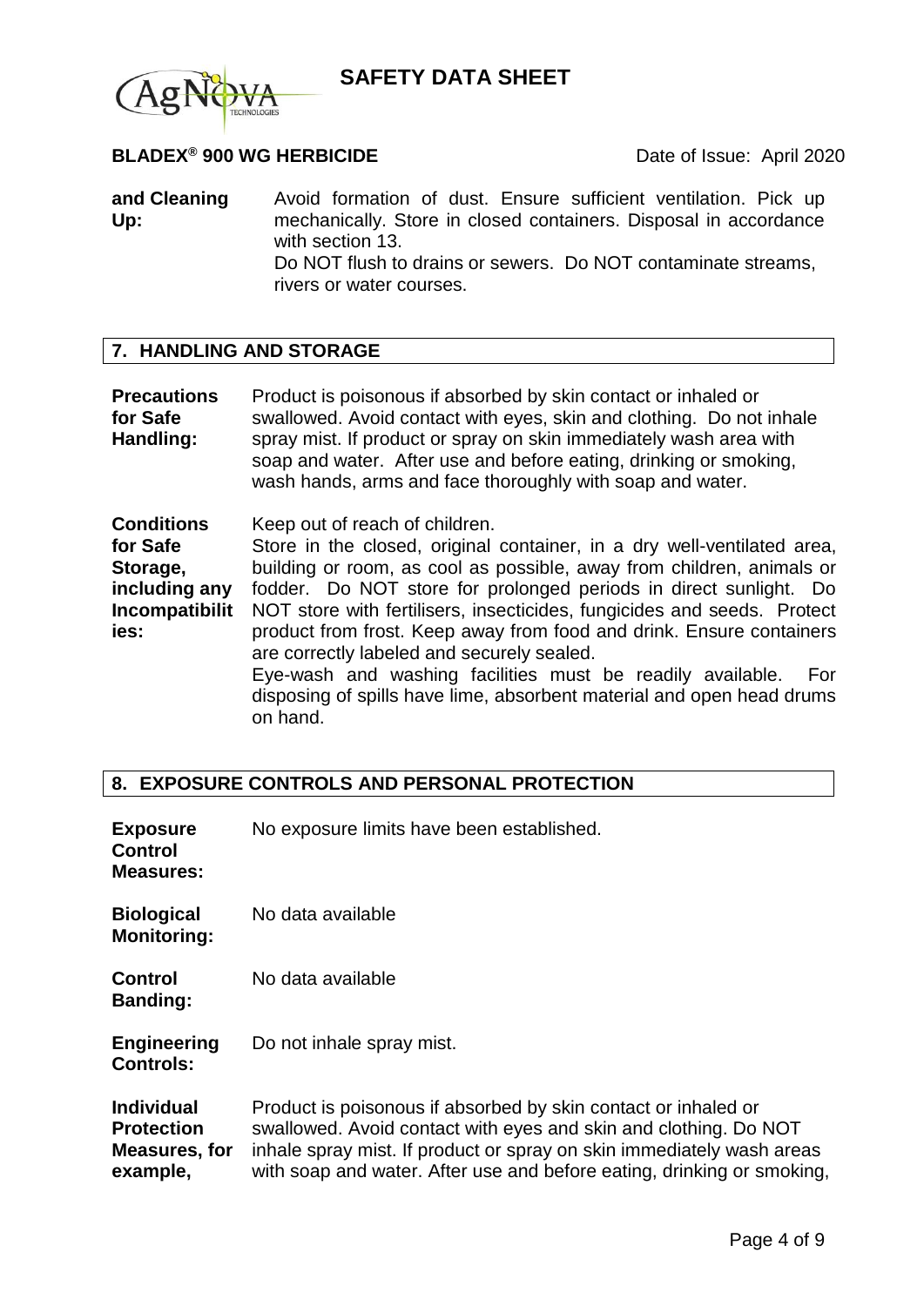**and Cleaning Up:** Avoid formation of dust. Ensure sufficient ventilation. Pick up mechanically. Store in closed containers. Disposal in accordance with section 13.
Do NOT flush to drains or sewers. Do NOT contaminate streams, rivers or water courses.

## 7. HANDLING AND STORAGE

**Precautions for Safe Handling:** Product is poisonous if absorbed by skin contact or inhaled or swallowed. Avoid contact with eyes, skin and clothing. Do not inhale spray mist. If product or spray on skin immediately wash area with soap and water. After use and before eating, drinking or smoking, wash hands, arms and face thoroughly with soap and water.

**Conditions for Safe Storage, including any Incompatibilities:** Keep out of reach of children.
Store in the closed, original container, in a dry well-ventilated area, building or room, as cool as possible, away from children, animals or fodder. Do NOT store for prolonged periods in direct sunlight. Do NOT store with fertilisers, insecticides, fungicides and seeds. Protect product from frost. Keep away from food and drink. Ensure containers are correctly labeled and securely sealed.
Eye-wash and washing facilities must be readily available. For disposing of spills have lime, absorbent material and open head drums on hand.

## 8. EXPOSURE CONTROLS AND PERSONAL PROTECTION

**Exposure Control Measures:** No exposure limits have been established.

**Biological Monitoring:** No data available

**Control Banding:** No data available

**Engineering Controls:** Do not inhale spray mist.

**Individual Protection Measures, for example,** Product is poisonous if absorbed by skin contact or inhaled or swallowed. Avoid contact with eyes and skin and clothing. Do NOT inhale spray mist. If product or spray on skin immediately wash areas with soap and water. After use and before eating, drinking or smoking,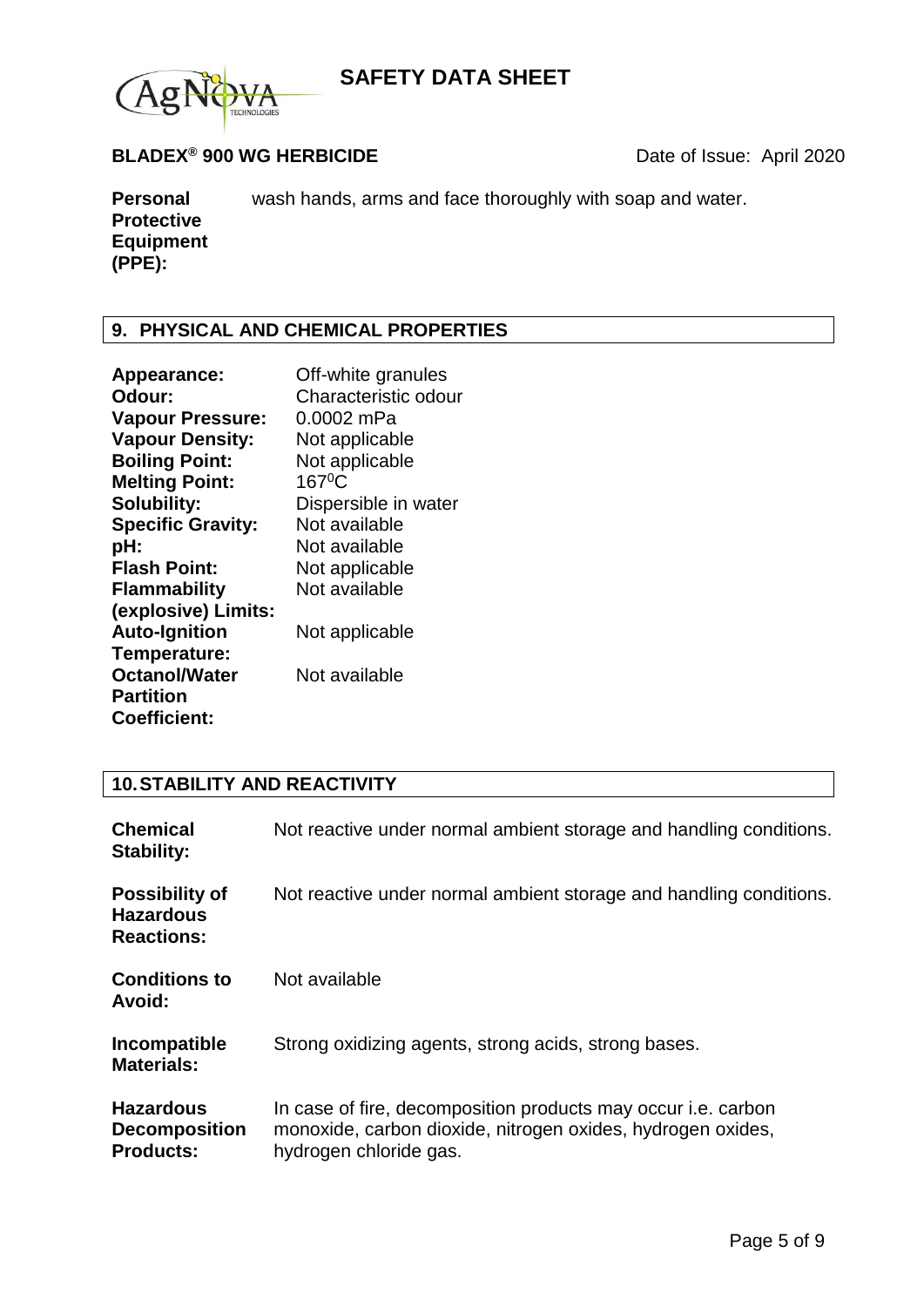**Personal Protective Equipment (PPE):** wash hands, arms and face thoroughly with soap and water.

## 9. PHYSICAL AND CHEMICAL PROPERTIES

| | |
|---|---|
| **Appearance:** | Off-white granules |
| **Odour:** | Characteristic odour |
| **Vapour Pressure:** | 0.0002 mPa |
| **Vapour Density:** | Not applicable |
| **Boiling Point:** | Not applicable |
| **Melting Point:** | $167^0$C |
| **Solubility:** | Dispersible in water |
| **Specific Gravity:** | Not available |
| **pH:** | Not available |
| **Flash Point:** | Not applicable |
| **Flammability (explosive) Limits:** | Not available |
| **Auto-Ignition Temperature:** | Not applicable |
| **Octanol/Water Partition Coefficient:** | Not available |

## 10. STABILITY AND REACTIVITY

| | |
|---|---|
| **Chemical Stability:** | Not reactive under normal ambient storage and handling conditions. |
| **Possibility of Hazardous Reactions:** | Not reactive under normal ambient storage and handling conditions. |
| **Conditions to Avoid:** | Not available |
| **Incompatible Materials:** | Strong oxidizing agents, strong acids, strong bases. |
| **Hazardous Decomposition Products:** | In case of fire, decomposition products may occur i.e. carbon monoxide, carbon dioxide, nitrogen oxides, hydrogen oxides, hydrogen chloride gas. |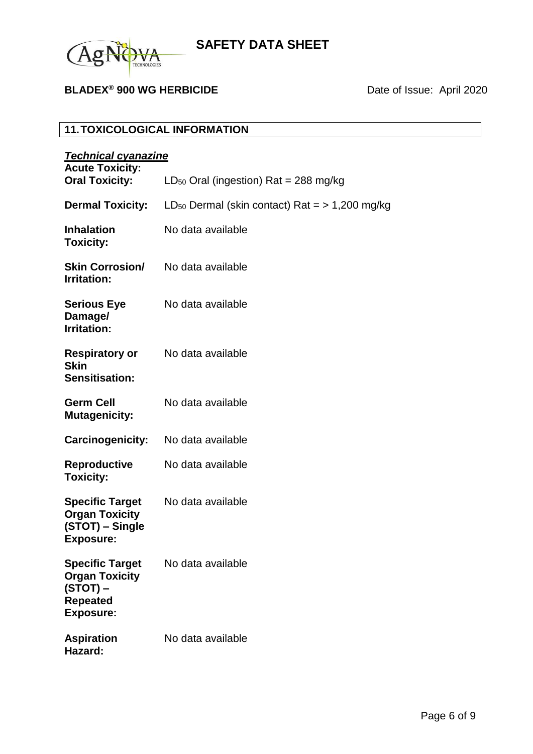## 11. TOXICOLOGICAL INFORMATION

***Technical cyanazine***

**Acute Toxicity:**

| | |
|---|---|
| **Oral Toxicity:** | $LD_{50}$ Oral (ingestion) Rat = 288 mg/kg |
| **Dermal Toxicity:** | $LD_{50}$ Dermal (skin contact) Rat = > 1,200 mg/kg |
| **Inhalation Toxicity:** | No data available |
| **Skin Corrosion/ Irritation:** | No data available |
| **Serious Eye Damage/ Irritation:** | No data available |
| **Respiratory or Skin Sensitisation:** | No data available |
| **Germ Cell Mutagenicity:** | No data available |
| **Carcinogenicity:** | No data available |
| **Reproductive Toxicity:** | No data available |
| **Specific Target Organ Toxicity (STOT) – Single Exposure:** | No data available |
| **Specific Target Organ Toxicity (STOT) – Repeated Exposure:** | No data available |
| **Aspiration Hazard:** | No data available |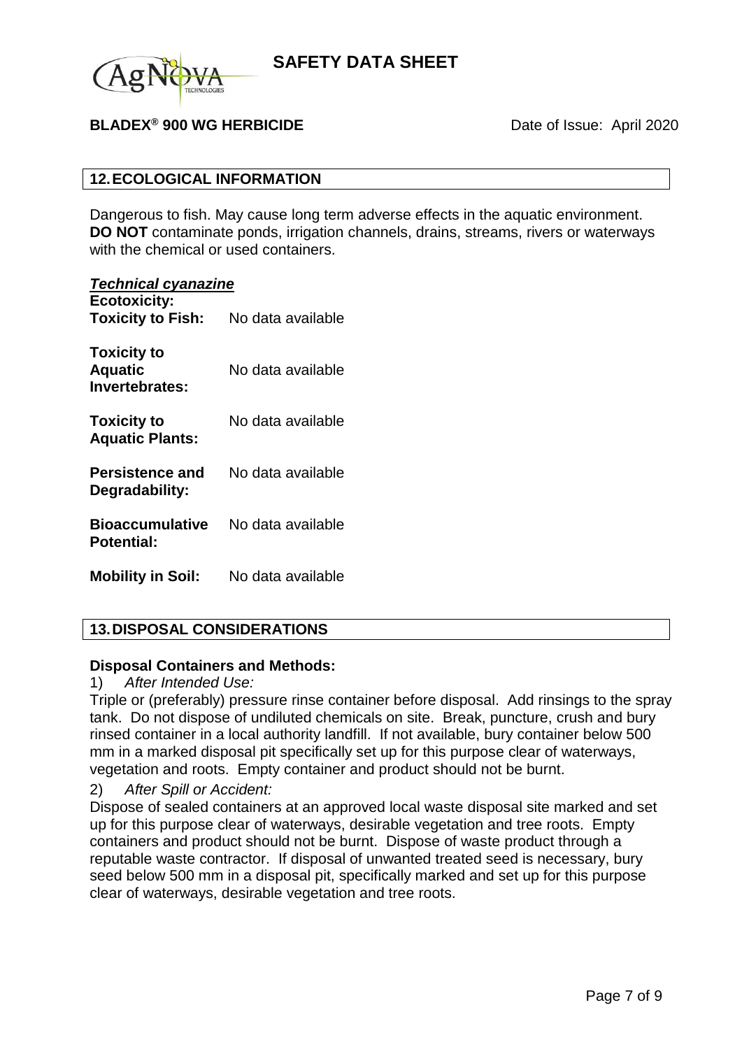## 12. ECOLOGICAL INFORMATION

Dangerous to fish. May cause long term adverse effects in the aquatic environment. **DO NOT** contaminate ponds, irrigation channels, drains, streams, rivers or waterways with the chemical or used containers.

***Technical cyanazine***

**Ecotoxicity:**

| | |
|---|---|
| **Toxicity to Fish:** | No data available |
| **Toxicity to Aquatic Invertebrates:** | No data available |
| **Toxicity to Aquatic Plants:** | No data available |
| **Persistence and Degradability:** | No data available |
| **Bioaccumulative Potential:** | No data available |
| **Mobility in Soil:** | No data available |

## 13. DISPOSAL CONSIDERATIONS

**Disposal Containers and Methods:**

1) *After Intended Use:*

Triple or (preferably) pressure rinse container before disposal. Add rinsings to the spray tank. Do not dispose of undiluted chemicals on site. Break, puncture, crush and bury rinsed container in a local authority landfill. If not available, bury container below 500 mm in a marked disposal pit specifically set up for this purpose clear of waterways, vegetation and roots. Empty container and product should not be burnt.

2) *After Spill or Accident:*

Dispose of sealed containers at an approved local waste disposal site marked and set up for this purpose clear of waterways, desirable vegetation and tree roots. Empty containers and product should not be burnt. Dispose of waste product through a reputable waste contractor. If disposal of unwanted treated seed is necessary, bury seed below 500 mm in a disposal pit, specifically marked and set up for this purpose clear of waterways, desirable vegetation and tree roots.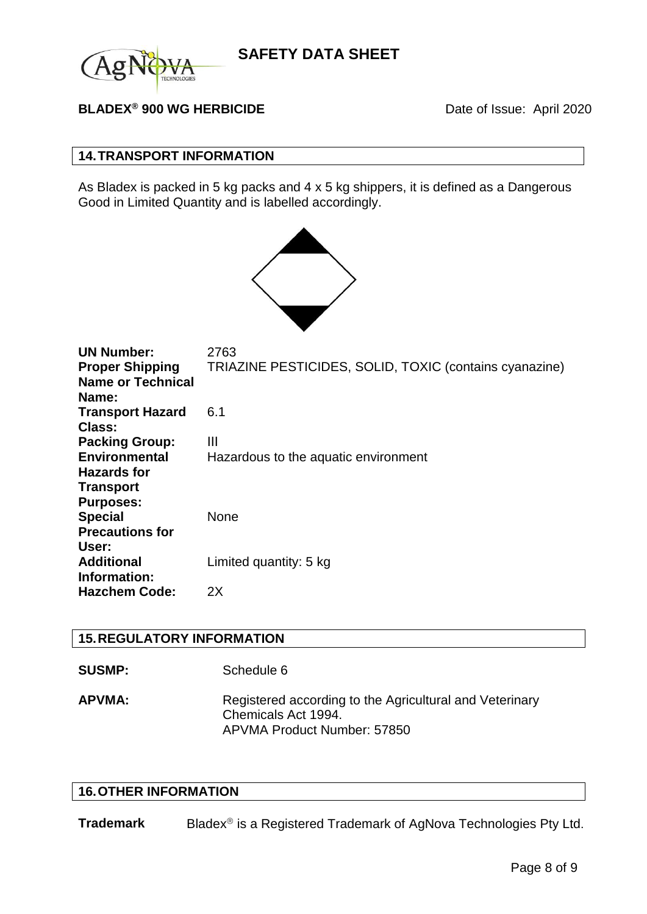**BLADEX® 900 WG HERBICIDE** Date of Issue: April 2020

## 14. TRANSPORT INFORMATION

As Bladex is packed in 5 kg packs and 4 x 5 kg shippers, it is defined as a Dangerous Good in Limited Quantity and is labelled accordingly.

| | |
|---|---|
| **UN Number:** | 2763 |
| **Proper Shipping Name or Technical Name:** | TRIAZINE PESTICIDES, SOLID, TOXIC (contains cyanazine) |
| **Transport Hazard Class:** | 6.1 |
| **Packing Group:** | III |
| **Environmental Hazards for Transport Purposes:** | Hazardous to the aquatic environment |
| **Special Precautions for User:** | None |
| **Additional Information:** | Limited quantity: 5 kg |
| **Hazchem Code:** | 2X |

## 15. REGULATORY INFORMATION

**SUSMP:** Schedule 6

**APVMA:** Registered according to the Agricultural and Veterinary Chemicals Act 1994.
APVMA Product Number: 57850

## 16. OTHER INFORMATION

**Trademark** Bladex® is a Registered Trademark of AgNova Technologies Pty Ltd.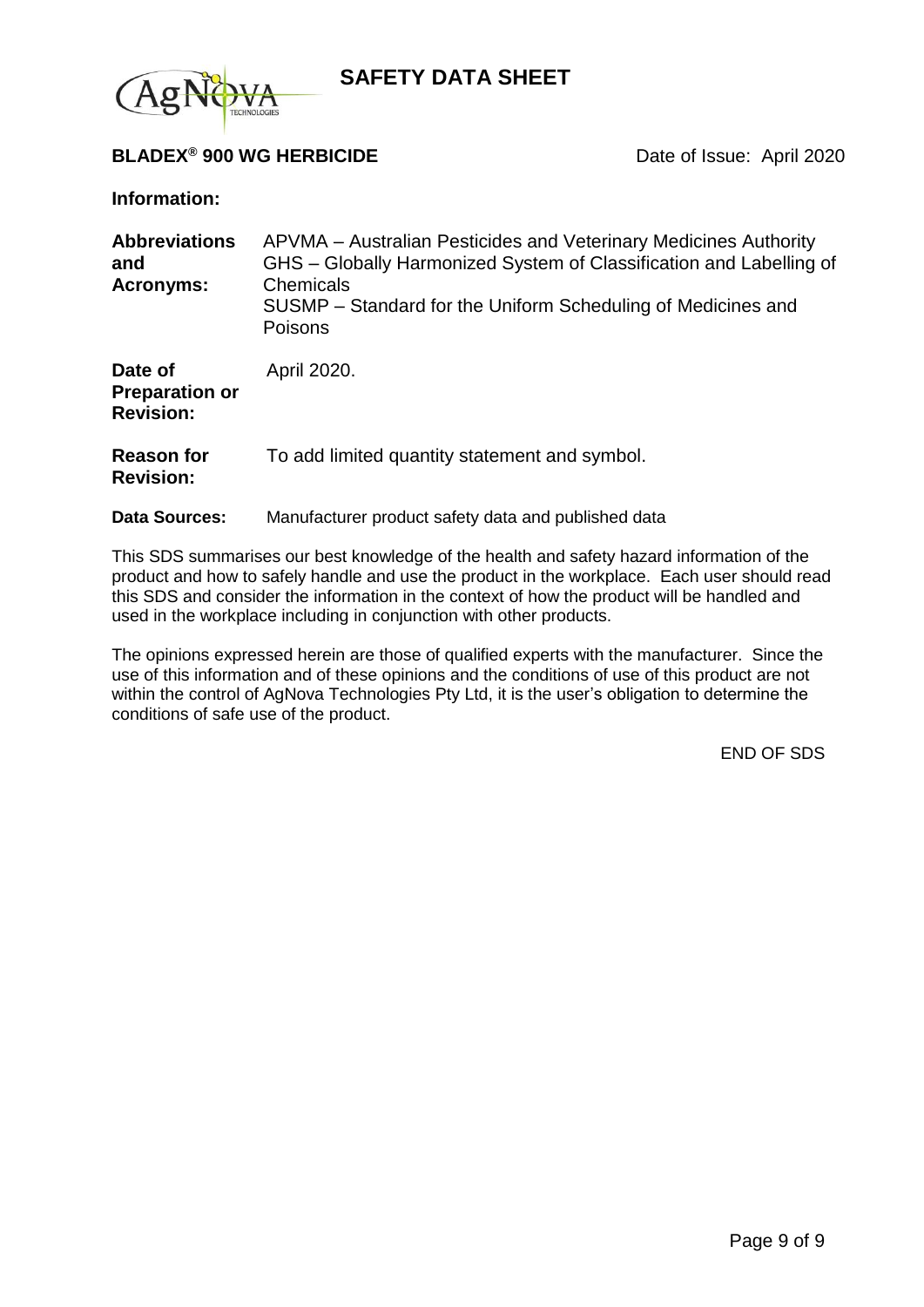**BLADEX® 900 WG HERBICIDE** Date of Issue: April 2020

**Information:**

| | |
|---|---|
| **Abbreviations and Acronyms:** | APVMA – Australian Pesticides and Veterinary Medicines Authority<br>GHS – Globally Harmonized System of Classification and Labelling of Chemicals<br>SUSMP – Standard for the Uniform Scheduling of Medicines and Poisons |
| **Date of Preparation or Revision:** | April 2020. |
| **Reason for Revision:** | To add limited quantity statement and symbol. |
| **Data Sources:** | Manufacturer product safety data and published data |

This SDS summarises our best knowledge of the health and safety hazard information of the product and how to safely handle and use the product in the workplace. Each user should read this SDS and consider the information in the context of how the product will be handled and used in the workplace including in conjunction with other products.

The opinions expressed herein are those of qualified experts with the manufacturer. Since the use of this information and of these opinions and the conditions of use of this product are not within the control of AgNova Technologies Pty Ltd, it is the user's obligation to determine the conditions of safe use of the product.

END OF SDS